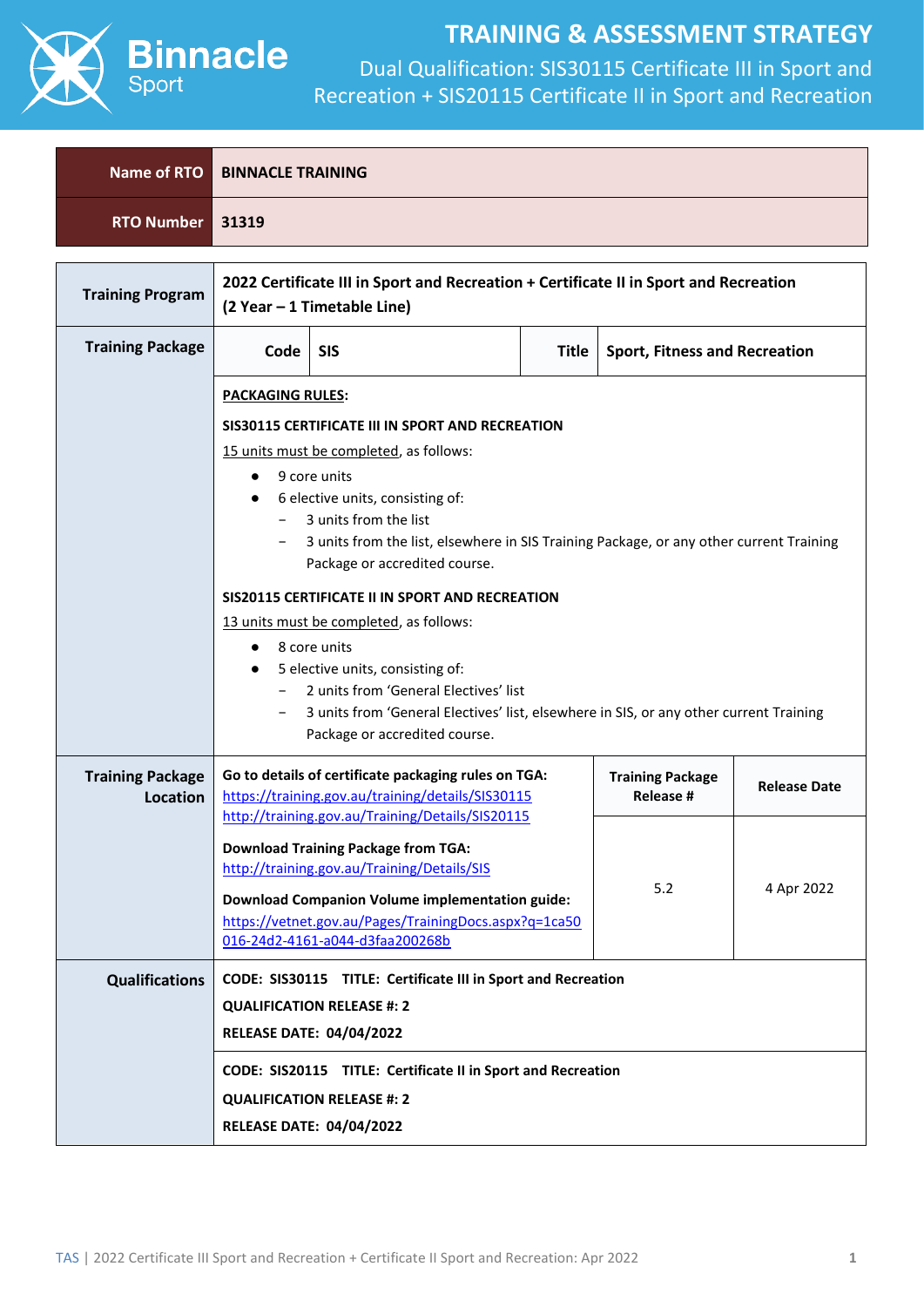# TRAINING & ASSESSMENT STRATEGY

## Dual Qualification: SIS30115 Certificate III in Sport and Recreation + SIS20115 Certificate II in Sport and Recreation

| Name of RTO | BINNACLE TRAINING |
|---|---|
| RTO Number | 31319 |

| | | | | | |
|---|---|---|---|---|---|
| **Training Program** | **2022 Certificate III in Sport and Recreation + Certificate II in Sport and Recreation (2 Year – 1 Timetable Line)** | | | | |
| **Training Package** | **Code** | **SIS** | **Title** | **Sport, Fitness and Recreation** | |
| | **PACKAGING RULES:**<br><br>**SIS30115 CERTIFICATE III IN SPORT AND RECREATION**<br>15 units must be completed, as follows:<br>● 9 core units<br>● 6 elective units, consisting of:<br>– 3 units from the list<br>– 3 units from the list, elsewhere in SIS Training Package, or any other current Training Package or accredited course.<br><br>**SIS20115 CERTIFICATE II IN SPORT AND RECREATION**<br>13 units must be completed, as follows:<br>● 8 core units<br>● 5 elective units, consisting of:<br>– 2 units from 'General Electives' list<br>– 3 units from 'General Electives' list, elsewhere in SIS, or any other current Training Package or accredited course. | | | | |
| **Training Package Location** | **Go to details of certificate packaging rules on TGA:**<br>https://training.gov.au/training/details/SIS30115<br>http://training.gov.au/Training/Details/SIS20115<br><br>**Download Training Package from TGA:**<br>http://training.gov.au/Training/Details/SIS<br><br>**Download Companion Volume implementation guide:**<br>https://vetnet.gov.au/Pages/TrainingDocs.aspx?q=1ca50016-24d2-4161-a044-d3faa200268b | | | **Training Package Release #**<br><br>5.2 | **Release Date**<br><br>4 Apr 2022 |
| **Qualifications** | **CODE: SIS30115 TITLE: Certificate III in Sport and Recreation**<br>**QUALIFICATION RELEASE #: 2**<br>**RELEASE DATE: 04/04/2022** | | | | |
| | **CODE: SIS20115 TITLE: Certificate II in Sport and Recreation**<br>**QUALIFICATION RELEASE #: 2**<br>**RELEASE DATE: 04/04/2022** | | | | |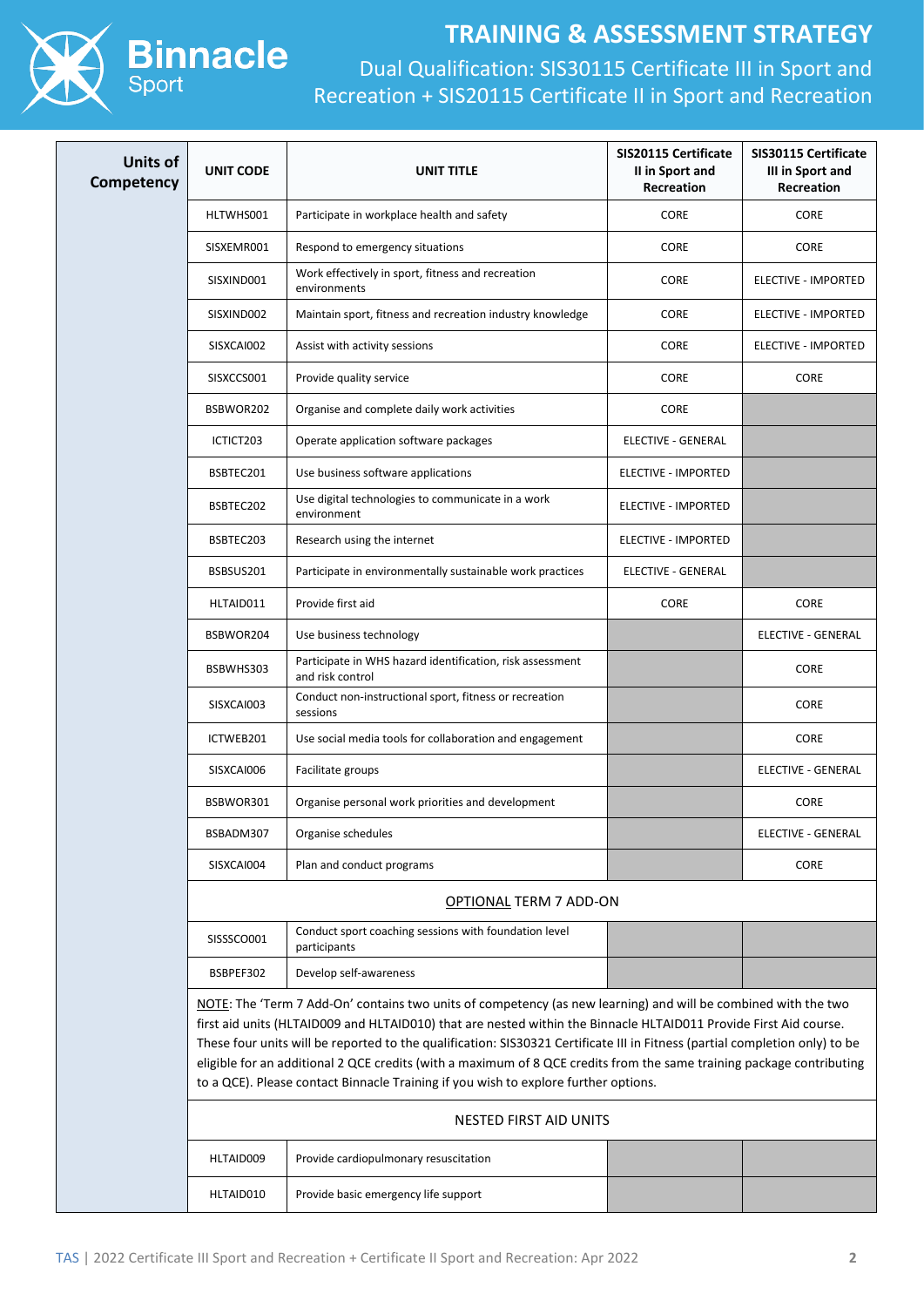# TRAINING & ASSESSMENT STRATEGY

Dual Qualification: SIS30115 Certificate III in Sport and Recreation + SIS20115 Certificate II in Sport and Recreation

| Units of Competency | UNIT CODE | UNIT TITLE | SIS20115 Certificate II in Sport and Recreation | SIS30115 Certificate III in Sport and Recreation |
|---|---|---|---|---|
| | HLTWHS001 | Participate in workplace health and safety | CORE | CORE |
| | SISXEMR001 | Respond to emergency situations | CORE | CORE |
| | SISXIND001 | Work effectively in sport, fitness and recreation environments | CORE | ELECTIVE - IMPORTED |
| | SISXIND002 | Maintain sport, fitness and recreation industry knowledge | CORE | ELECTIVE - IMPORTED |
| | SISXCAI002 | Assist with activity sessions | CORE | ELECTIVE - IMPORTED |
| | SISXCCS001 | Provide quality service | CORE | CORE |
| | BSBWOR202 | Organise and complete daily work activities | CORE | |
| | ICTICT203 | Operate application software packages | ELECTIVE - GENERAL | |
| | BSBTEC201 | Use business software applications | ELECTIVE - IMPORTED | |
| | BSBTEC202 | Use digital technologies to communicate in a work environment | ELECTIVE - IMPORTED | |
| | BSBTEC203 | Research using the internet | ELECTIVE - IMPORTED | |
| | BSBSUS201 | Participate in environmentally sustainable work practices | ELECTIVE - GENERAL | |
| | HLTAID011 | Provide first aid | CORE | CORE |
| | BSBWOR204 | Use business technology | | ELECTIVE - GENERAL |
| | BSBWHS303 | Participate in WHS hazard identification, risk assessment and risk control | | CORE |
| | SISXCAI003 | Conduct non-instructional sport, fitness or recreation sessions | | CORE |
| | ICTWEB201 | Use social media tools for collaboration and engagement | | CORE |
| | SISXCAI006 | Facilitate groups | | ELECTIVE - GENERAL |
| | BSBWOR301 | Organise personal work priorities and development | | CORE |
| | BSBADM307 | Organise schedules | | ELECTIVE - GENERAL |
| | SISXCAI004 | Plan and conduct programs | | CORE |
| | | OPTIONAL TERM 7 ADD-ON | | |
| | SISSSCO001 | Conduct sport coaching sessions with foundation level participants | | |
| | BSBPEF302 | Develop self-awareness | | |
| | | NOTE: The 'Term 7 Add-On' contains two units of competency (as new learning) and will be combined with the two first aid units (HLTAID009 and HLTAID010) that are nested within the Binnacle HLTAID011 Provide First Aid course. These four units will be reported to the qualification: SIS30321 Certificate III in Fitness (partial completion only) to be eligible for an additional 2 QCE credits (with a maximum of 8 QCE credits from the same training package contributing to a QCE). Please contact Binnacle Training if you wish to explore further options. | | |
| | | NESTED FIRST AID UNITS | | |
| | HLTAID009 | Provide cardiopulmonary resuscitation | | |
| | HLTAID010 | Provide basic emergency life support | | |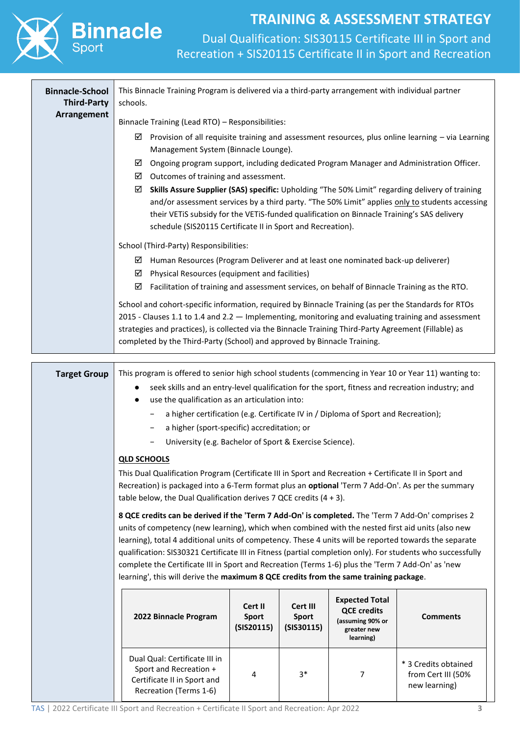| | |
|---|---|
| **Binnacle-School Third-Party Arrangement** | This Binnacle Training Program is delivered via a third-party arrangement with individual partner schools.<br><br>Binnacle Training (Lead RTO) – Responsibilities:<br>☑ Provision of all requisite training and assessment resources, plus online learning – via Learning Management System (Binnacle Lounge).<br>☑ Ongoing program support, including dedicated Program Manager and Administration Officer.<br>☑ Outcomes of training and assessment.<br>☑ **Skills Assure Supplier (SAS) specific:** Upholding "The 50% Limit" regarding delivery of training and/or assessment services by a third party. "The 50% Limit" applies only to students accessing their VETiS subsidy for the VETiS-funded qualification on Binnacle Training's SAS delivery schedule (SIS20115 Certificate II in Sport and Recreation).<br><br>School (Third-Party) Responsibilities:<br>☑ Human Resources (Program Deliverer and at least one nominated back-up deliverer)<br>☑ Physical Resources (equipment and facilities)<br>☑ Facilitation of training and assessment services, on behalf of Binnacle Training as the RTO.<br><br>School and cohort-specific information, required by Binnacle Training (as per the Standards for RTOs 2015 - Clauses 1.1 to 1.4 and 2.2 — Implementing, monitoring and evaluating training and assessment strategies and practices), is collected via the Binnacle Training Third-Party Agreement (Fillable) as completed by the Third-Party (School) and approved by Binnacle Training. |

**Target Group**

This program is offered to senior high school students (commencing in Year 10 or Year 11) wanting to:

- seek skills and an entry-level qualification for the sport, fitness and recreation industry; and
- use the qualification as an articulation into:
  - a higher certification (e.g. Certificate IV in / Diploma of Sport and Recreation);
  - a higher (sport-specific) accreditation; or
  - University (e.g. Bachelor of Sport & Exercise Science).

**QLD SCHOOLS**

This Dual Qualification Program (Certificate III in Sport and Recreation + Certificate II in Sport and Recreation) is packaged into a 6-Term format plus an **optional** 'Term 7 Add-On'. As per the summary table below, the Dual Qualification derives 7 QCE credits (4 + 3).

**8 QCE credits can be derived if the 'Term 7 Add-On' is completed.** The 'Term 7 Add-On' comprises 2 units of competency (new learning), which when combined with the nested first aid units (also new learning), total 4 additional units of competency. These 4 units will be reported towards the separate qualification: SIS30321 Certificate III in Fitness (partial completion only). For students who successfully complete the Certificate III in Sport and Recreation (Terms 1-6) plus the 'Term 7 Add-On' as 'new learning', this will derive the **maximum 8 QCE credits from the same training package**.

| 2022 Binnacle Program | Cert II Sport (SIS20115) | Cert III Sport (SIS30115) | Expected Total QCE credits (assuming 90% or greater new learning) | Comments |
|---|---|---|---|---|
| Dual Qual: Certificate III in Sport and Recreation + Certificate II in Sport and Recreation (Terms 1-6) | 4 | 3* | 7 | * 3 Credits obtained from Cert III (50% new learning) |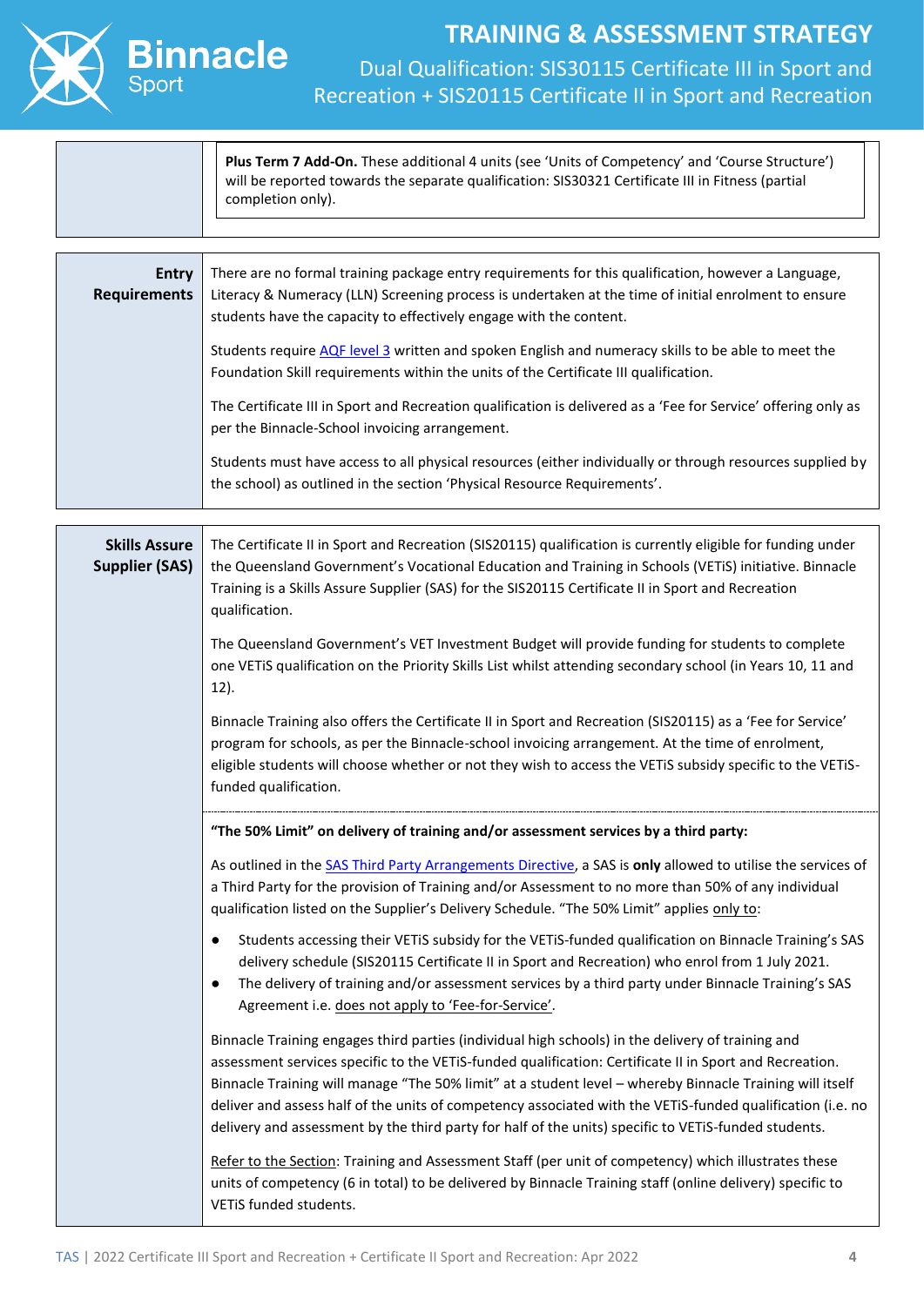**Plus Term 7 Add-On.** These additional 4 units (see 'Units of Competency' and 'Course Structure') will be reported towards the separate qualification: SIS30321 Certificate III in Fitness (partial completion only).

**Entry Requirements**

There are no formal training package entry requirements for this qualification, however a Language, Literacy & Numeracy (LLN) Screening process is undertaken at the time of initial enrolment to ensure students have the capacity to effectively engage with the content.

Students require AQF level 3 written and spoken English and numeracy skills to be able to meet the Foundation Skill requirements within the units of the Certificate III qualification.

The Certificate III in Sport and Recreation qualification is delivered as a 'Fee for Service' offering only as per the Binnacle-School invoicing arrangement.

Students must have access to all physical resources (either individually or through resources supplied by the school) as outlined in the section 'Physical Resource Requirements'.

**Skills Assure Supplier (SAS)**

The Certificate II in Sport and Recreation (SIS20115) qualification is currently eligible for funding under the Queensland Government's Vocational Education and Training in Schools (VETiS) initiative. Binnacle Training is a Skills Assure Supplier (SAS) for the SIS20115 Certificate II in Sport and Recreation qualification.

The Queensland Government's VET Investment Budget will provide funding for students to complete one VETiS qualification on the Priority Skills List whilst attending secondary school (in Years 10, 11 and 12).

Binnacle Training also offers the Certificate II in Sport and Recreation (SIS20115) as a 'Fee for Service' program for schools, as per the Binnacle-school invoicing arrangement. At the time of enrolment, eligible students will choose whether or not they wish to access the VETiS subsidy specific to the VETiS-funded qualification.

**"The 50% Limit" on delivery of training and/or assessment services by a third party:**

As outlined in the SAS Third Party Arrangements Directive, a SAS is **only** allowed to utilise the services of a Third Party for the provision of Training and/or Assessment to no more than 50% of any individual qualification listed on the Supplier's Delivery Schedule. "The 50% Limit" applies only to:

- Students accessing their VETiS subsidy for the VETiS-funded qualification on Binnacle Training's SAS delivery schedule (SIS20115 Certificate II in Sport and Recreation) who enrol from 1 July 2021.
- The delivery of training and/or assessment services by a third party under Binnacle Training's SAS Agreement i.e. does not apply to 'Fee-for-Service'.

Binnacle Training engages third parties (individual high schools) in the delivery of training and assessment services specific to the VETiS-funded qualification: Certificate II in Sport and Recreation. Binnacle Training will manage "The 50% limit" at a student level – whereby Binnacle Training will itself deliver and assess half of the units of competency associated with the VETiS-funded qualification (i.e. no delivery and assessment by the third party for half of the units) specific to VETiS-funded students.

Refer to the Section: Training and Assessment Staff (per unit of competency) which illustrates these units of competency (6 in total) to be delivered by Binnacle Training staff (online delivery) specific to VETiS funded students.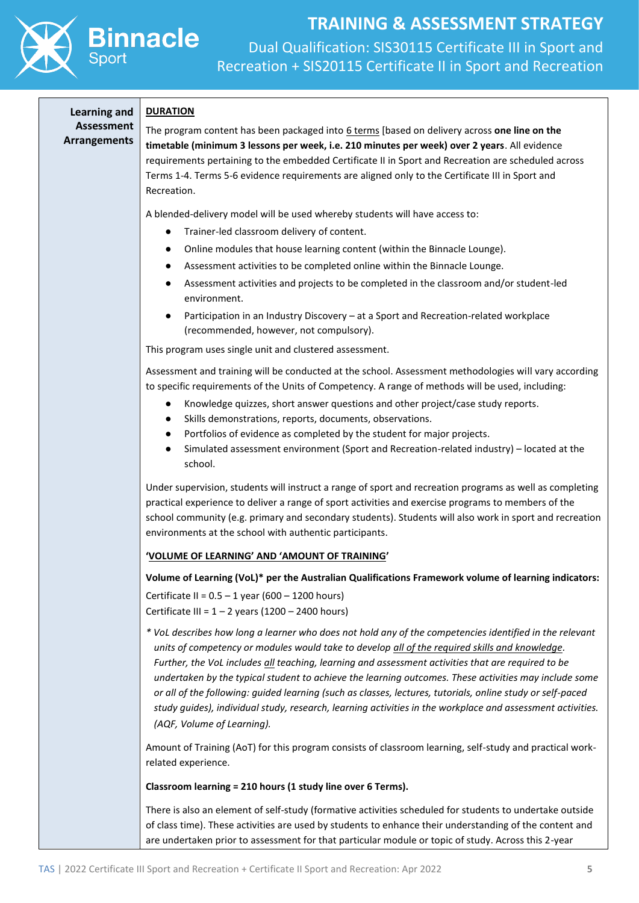| Learning and Assessment Arrangements | **DURATION** |
|---|---|

**Learning and Assessment Arrangements**

**DURATION**

The program content has been packaged into 6 terms [based on delivery across **one line on the timetable (minimum 3 lessons per week, i.e. 210 minutes per week) over 2 years**. All evidence requirements pertaining to the embedded Certificate II in Sport and Recreation are scheduled across Terms 1-4. Terms 5-6 evidence requirements are aligned only to the Certificate III in Sport and Recreation.

A blended-delivery model will be used whereby students will have access to:

- Trainer-led classroom delivery of content.
- Online modules that house learning content (within the Binnacle Lounge).
- Assessment activities to be completed online within the Binnacle Lounge.
- Assessment activities and projects to be completed in the classroom and/or student-led environment.
- Participation in an Industry Discovery – at a Sport and Recreation-related workplace (recommended, however, not compulsory).

This program uses single unit and clustered assessment.

Assessment and training will be conducted at the school. Assessment methodologies will vary according to specific requirements of the Units of Competency. A range of methods will be used, including:

- Knowledge quizzes, short answer questions and other project/case study reports.
- Skills demonstrations, reports, documents, observations.
- Portfolios of evidence as completed by the student for major projects.
- Simulated assessment environment (Sport and Recreation-related industry) – located at the school.

Under supervision, students will instruct a range of sport and recreation programs as well as completing practical experience to deliver a range of sport activities and exercise programs to members of the school community (e.g. primary and secondary students). Students will also work in sport and recreation environments at the school with authentic participants.

**'VOLUME OF LEARNING' AND 'AMOUNT OF TRAINING'**

**Volume of Learning (VoL)* per the Australian Qualifications Framework volume of learning indicators:**

Certificate II = 0.5 – 1 year (600 – 1200 hours)
Certificate III = 1 – 2 years (1200 – 2400 hours)

*\* VoL describes how long a learner who does not hold any of the competencies identified in the relevant units of competency or modules would take to develop all of the required skills and knowledge. Further, the VoL includes all teaching, learning and assessment activities that are required to be undertaken by the typical student to achieve the learning outcomes. These activities may include some or all of the following: guided learning (such as classes, lectures, tutorials, online study or self-paced study guides), individual study, research, learning activities in the workplace and assessment activities. (AQF, Volume of Learning).*

Amount of Training (AoT) for this program consists of classroom learning, self-study and practical work-related experience.

**Classroom learning = 210 hours (1 study line over 6 Terms).**

There is also an element of self-study (formative activities scheduled for students to undertake outside of class time). These activities are used by students to enhance their understanding of the content and are undertaken prior to assessment for that particular module or topic of study. Across this 2-year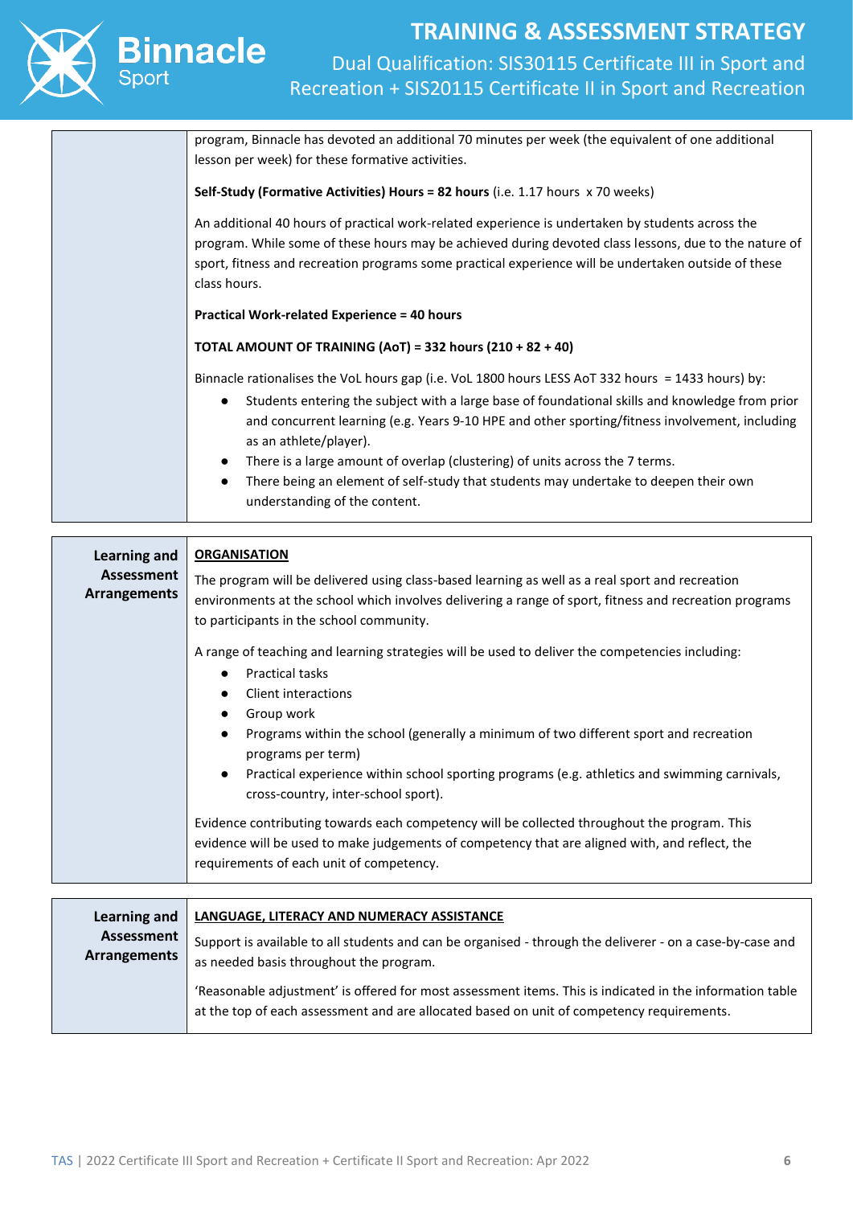| | |
|---|---|
| | program, Binnacle has devoted an additional 70 minutes per week (the equivalent of one additional lesson per week) for these formative activities.<br><br>**Self-Study (Formative Activities) Hours = 82 hours** (i.e. 1.17 hours x 70 weeks)<br><br>An additional 40 hours of practical work-related experience is undertaken by students across the program. While some of these hours may be achieved during devoted class lessons, due to the nature of sport, fitness and recreation programs some practical experience will be undertaken outside of these class hours.<br><br>**Practical Work-related Experience = 40 hours**<br><br>**TOTAL AMOUNT OF TRAINING (AoT) = 332 hours (210 + 82 + 40)**<br><br>Binnacle rationalises the VoL hours gap (i.e. VoL 1800 hours LESS AoT 332 hours = 1433 hours) by:<br>• Students entering the subject with a large base of foundational skills and knowledge from prior and concurrent learning (e.g. Years 9-10 HPE and other sporting/fitness involvement, including as an athlete/player).<br>• There is a large amount of overlap (clustering) of units across the 7 terms.<br>• There being an element of self-study that students may undertake to deepen their own understanding of the content. |

| | |
|---|---|
| **Learning and Assessment Arrangements** | **ORGANISATION**<br><br>The program will be delivered using class-based learning as well as a real sport and recreation environments at the school which involves delivering a range of sport, fitness and recreation programs to participants in the school community.<br><br>A range of teaching and learning strategies will be used to deliver the competencies including:<br>• Practical tasks<br>• Client interactions<br>• Group work<br>• Programs within the school (generally a minimum of two different sport and recreation programs per term)<br>• Practical experience within school sporting programs (e.g. athletics and swimming carnivals, cross-country, inter-school sport).<br><br>Evidence contributing towards each competency will be collected throughout the program. This evidence will be used to make judgements of competency that are aligned with, and reflect, the requirements of each unit of competency. |

| | |
|---|---|
| **Learning and Assessment Arrangements** | **LANGUAGE, LITERACY AND NUMERACY ASSISTANCE**<br><br>Support is available to all students and can be organised - through the deliverer - on a case-by-case and as needed basis throughout the program.<br><br>'Reasonable adjustment' is offered for most assessment items. This is indicated in the information table at the top of each assessment and are allocated based on unit of competency requirements. |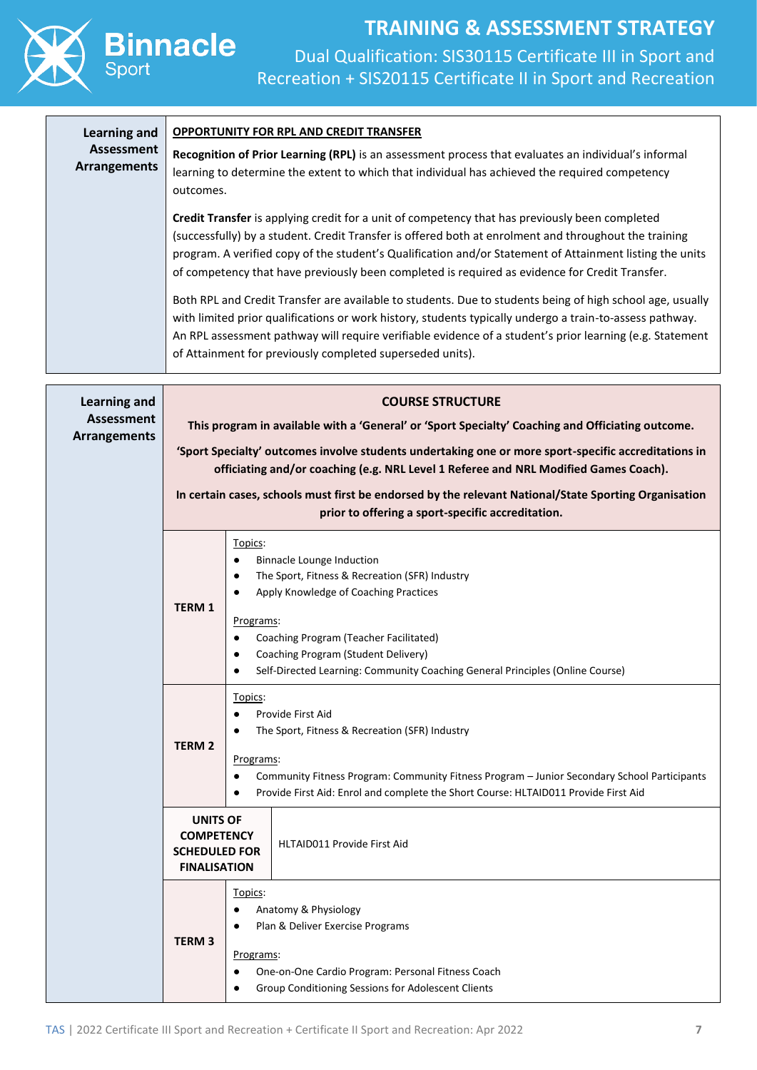| Learning and Assessment Arrangements | **OPPORTUNITY FOR RPL AND CREDIT TRANSFER**<br><br>**Recognition of Prior Learning (RPL)** is an assessment process that evaluates an individual's informal learning to determine the extent to which that individual has achieved the required competency outcomes.<br><br>**Credit Transfer** is applying credit for a unit of competency that has previously been completed (successfully) by a student. Credit Transfer is offered both at enrolment and throughout the training program. A verified copy of the student's Qualification and/or Statement of Attainment listing the units of competency that have previously been completed is required as evidence for Credit Transfer.<br><br>Both RPL and Credit Transfer are available to students. Due to students being of high school age, usually with limited prior qualifications or work history, students typically undergo a train-to-assess pathway. An RPL assessment pathway will require verifiable evidence of a student's prior learning (e.g. Statement of Attainment for previously completed superseded units). |
|---|---|

| Learning and Assessment Arrangements | | |
|---|---|---|
| | **COURSE STRUCTURE**<br><br>**This program in available with a 'General' or 'Sport Specialty' Coaching and Officiating outcome.**<br><br>**'Sport Specialty' outcomes involve students undertaking one or more sport-specific accreditations in officiating and/or coaching (e.g. NRL Level 1 Referee and NRL Modified Games Coach).**<br><br>**In certain cases, schools must first be endorsed by the relevant National/State Sporting Organisation prior to offering a sport-specific accreditation.** | |
| | **TERM 1** | Topics:<br>● Binnacle Lounge Induction<br>● The Sport, Fitness & Recreation (SFR) Industry<br>● Apply Knowledge of Coaching Practices<br><br>Programs:<br>● Coaching Program (Teacher Facilitated)<br>● Coaching Program (Student Delivery)<br>● Self-Directed Learning: Community Coaching General Principles (Online Course) |
| | **TERM 2** | Topics:<br>● Provide First Aid<br>● The Sport, Fitness & Recreation (SFR) Industry<br><br>Programs:<br>● Community Fitness Program: Community Fitness Program – Junior Secondary School Participants<br>● Provide First Aid: Enrol and complete the Short Course: HLTAID011 Provide First Aid |
| | **UNITS OF COMPETENCY SCHEDULED FOR FINALISATION** | HLTAID011 Provide First Aid |
| | **TERM 3** | Topics:<br>● Anatomy & Physiology<br>● Plan & Deliver Exercise Programs<br><br>Programs:<br>● One-on-One Cardio Program: Personal Fitness Coach<br>● Group Conditioning Sessions for Adolescent Clients |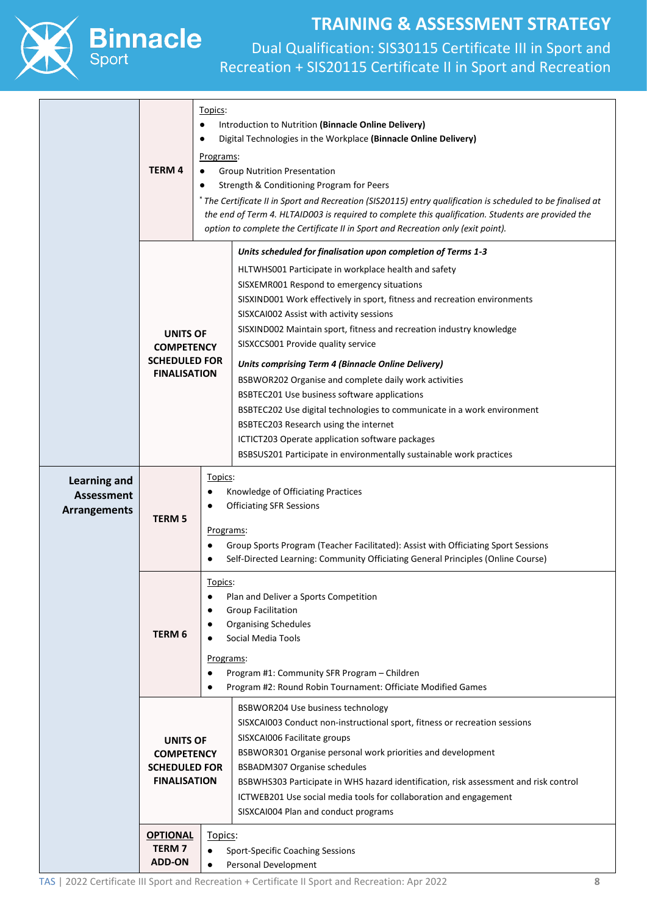| | | |
|---|---|---|
| | **TERM 4** | Topics:<br>● Introduction to Nutrition **(Binnacle Online Delivery)**<br>● Digital Technologies in the Workplace **(Binnacle Online Delivery)**<br>Programs:<br>● Group Nutrition Presentation<br>● Strength & Conditioning Program for Peers<br>* *The Certificate II in Sport and Recreation (SIS20115) entry qualification is scheduled to be finalised at the end of Term 4. HLTAID003 is required to complete this qualification. Students are provided the option to complete the Certificate II in Sport and Recreation only (exit point).* |
| | **UNITS OF COMPETENCY SCHEDULED FOR FINALISATION** | ***Units scheduled for finalisation upon completion of Terms 1-3***<br>HLTWHS001 Participate in workplace health and safety<br>SISXEMR001 Respond to emergency situations<br>SISXIND001 Work effectively in sport, fitness and recreation environments<br>SISXCAI002 Assist with activity sessions<br>SISXIND002 Maintain sport, fitness and recreation industry knowledge<br>SISXCCS001 Provide quality service<br>***Units comprising Term 4 (Binnacle Online Delivery)***<br>BSBWOR202 Organise and complete daily work activities<br>BSBTEC201 Use business software applications<br>BSBTEC202 Use digital technologies to communicate in a work environment<br>BSBTEC203 Research using the internet<br>ICTICT203 Operate application software packages<br>BSBSUS201 Participate in environmentally sustainable work practices |
| **Learning and Assessment Arrangements** | **TERM 5** | Topics:<br>● Knowledge of Officiating Practices<br>● Officiating SFR Sessions<br>Programs:<br>● Group Sports Program (Teacher Facilitated): Assist with Officiating Sport Sessions<br>● Self-Directed Learning: Community Officiating General Principles (Online Course) |
| | **TERM 6** | Topics:<br>● Plan and Deliver a Sports Competition<br>● Group Facilitation<br>● Organising Schedules<br>● Social Media Tools<br>Programs:<br>● Program #1: Community SFR Program – Children<br>● Program #2: Round Robin Tournament: Officiate Modified Games |
| | **UNITS OF COMPETENCY SCHEDULED FOR FINALISATION** | BSBWOR204 Use business technology<br>SISXCAI003 Conduct non-instructional sport, fitness or recreation sessions<br>SISXCAI006 Facilitate groups<br>BSBWOR301 Organise personal work priorities and development<br>BSBADM307 Organise schedules<br>BSBWHS303 Participate in WHS hazard identification, risk assessment and risk control<br>ICTWEB201 Use social media tools for collaboration and engagement<br>SISXCAI004 Plan and conduct programs |
| | **<u>OPTIONAL</u> TERM 7 ADD-ON** | Topics:<br>● Sport-Specific Coaching Sessions<br>● Personal Development |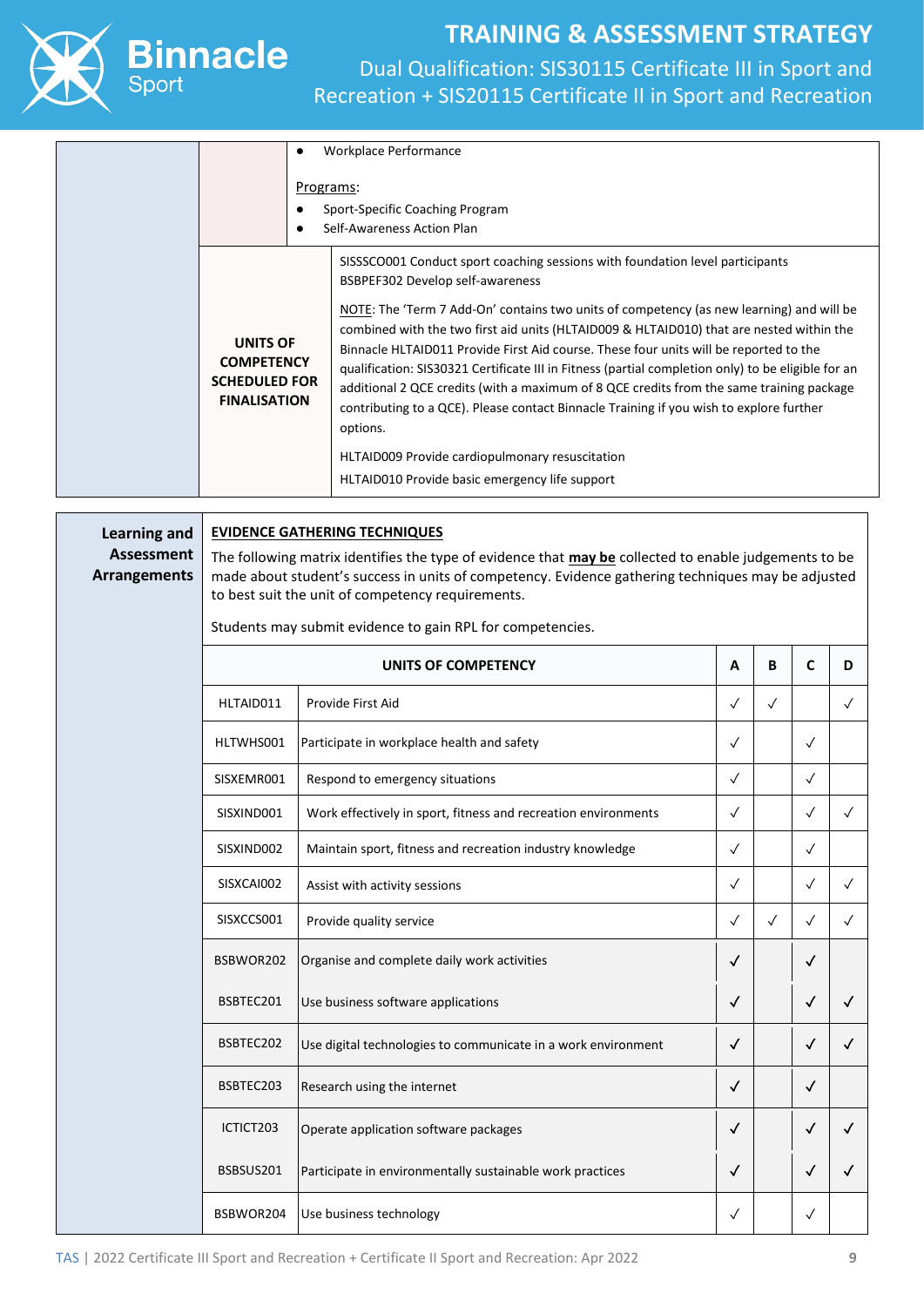| | | |
|---|---|---|
| | | • Workplace Performance<br><br>Programs:<br>• Sport-Specific Coaching Program<br>• Self-Awareness Action Plan |
| | **UNITS OF COMPETENCY SCHEDULED FOR FINALISATION** | SISSSCO001 Conduct sport coaching sessions with foundation level participants<br>BSBPEF302 Develop self-awareness<br><br>NOTE: The 'Term 7 Add-On' contains two units of competency (as new learning) and will be combined with the two first aid units (HLTAID009 & HLTAID010) that are nested within the Binnacle HLTAID011 Provide First Aid course. These four units will be reported to the qualification: SIS30321 Certificate III in Fitness (partial completion only) to be eligible for an additional 2 QCE credits (with a maximum of 8 QCE credits from the same training package contributing to a QCE). Please contact Binnacle Training if you wish to explore further options.<br><br>HLTAID009 Provide cardiopulmonary resuscitation<br>HLTAID010 Provide basic emergency life support |

**Learning and Assessment Arrangements**

**EVIDENCE GATHERING TECHNIQUES**

The following matrix identifies the type of evidence that **may be** collected to enable judgements to be made about student's success in units of competency. Evidence gathering techniques may be adjusted to best suit the unit of competency requirements.

Students may submit evidence to gain RPL for competencies.

| UNITS OF COMPETENCY | | A | B | C | D |
|---|---|---|---|---|---|
| HLTAID011 | Provide First Aid | ✓ | ✓ | | ✓ |
| HLTWHS001 | Participate in workplace health and safety | ✓ | | ✓ | |
| SISXEMR001 | Respond to emergency situations | ✓ | | ✓ | |
| SISXIND001 | Work effectively in sport, fitness and recreation environments | ✓ | | ✓ | ✓ |
| SISXIND002 | Maintain sport, fitness and recreation industry knowledge | ✓ | | ✓ | |
| SISXCAI002 | Assist with activity sessions | ✓ | | ✓ | ✓ |
| SISXCCS001 | Provide quality service | ✓ | ✓ | ✓ | ✓ |
| BSBWOR202 | Organise and complete daily work activities | ✓ | | ✓ | |
| BSBTEC201 | Use business software applications | ✓ | | ✓ | ✓ |
| BSBTEC202 | Use digital technologies to communicate in a work environment | ✓ | | ✓ | ✓ |
| BSBTEC203 | Research using the internet | ✓ | | ✓ | |
| ICTICT203 | Operate application software packages | ✓ | | ✓ | ✓ |
| BSBSUS201 | Participate in environmentally sustainable work practices | ✓ | | ✓ | ✓ |
| BSBWOR204 | Use business technology | ✓ | | ✓ | |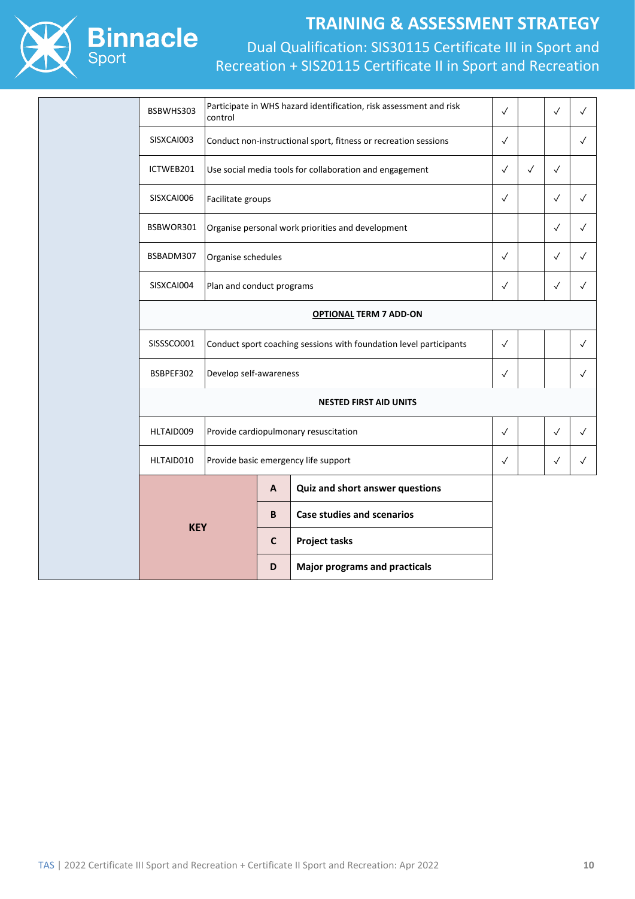|  | Code | Unit | A | B | C | D |
|---|---|---|---|---|---|---|
|  | BSBWHS303 | Participate in WHS hazard identification, risk assessment and risk control | ✓ |  | ✓ | ✓ |
|  | SISXCAI003 | Conduct non-instructional sport, fitness or recreation sessions | ✓ |  |  | ✓ |
|  | ICTWEB201 | Use social media tools for collaboration and engagement | ✓ | ✓ | ✓ |  |
|  | SISXCAI006 | Facilitate groups | ✓ |  | ✓ | ✓ |
|  | BSBWOR301 | Organise personal work priorities and development |  |  | ✓ | ✓ |
|  | BSBADM307 | Organise schedules | ✓ |  | ✓ | ✓ |
|  | SISXCAI004 | Plan and conduct programs | ✓ |  | ✓ | ✓ |
|  | **OPTIONAL TERM 7 ADD-ON** |  |  |  |  |  |
|  | SISSSCO001 | Conduct sport coaching sessions with foundation level participants | ✓ |  |  | ✓ |
|  | BSBPEF302 | Develop self-awareness | ✓ |  |  | ✓ |
|  | **NESTED FIRST AID UNITS** |  |  |  |  |  |
|  | HLTAID009 | Provide cardiopulmonary resuscitation | ✓ |  | ✓ | ✓ |
|  | HLTAID010 | Provide basic emergency life support | ✓ |  | ✓ | ✓ |

| KEY | | |
|---|---|---|
|  | **A** | **Quiz and short answer questions** |
|  | **B** | **Case studies and scenarios** |
|  | **C** | **Project tasks** |
|  | **D** | **Major programs and practicals** |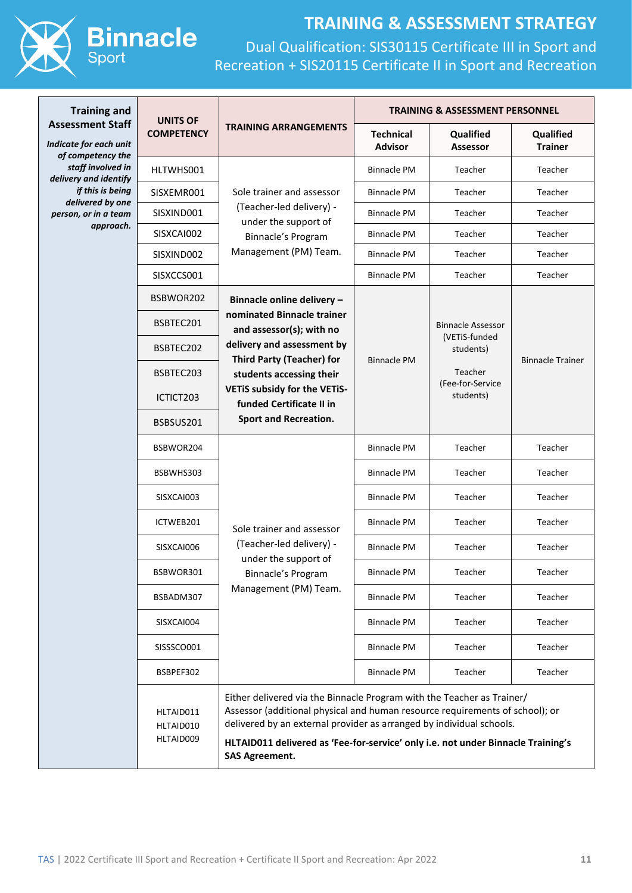# TRAINING & ASSESSMENT STRATEGY

Dual Qualification: SIS30115 Certificate III in Sport and Recreation + SIS20115 Certificate II in Sport and Recreation

| **Training and Assessment Staff** *Indicate for each unit of competency the staff involved in delivery and identify if this is being delivered by one person, or in a team approach.* | **UNITS OF COMPETENCY** | **TRAINING ARRANGEMENTS** | **TRAINING & ASSESSMENT PERSONNEL** | | |
|---|---|---|---|---|---|
| | | | **Technical Advisor** | **Qualified Assessor** | **Qualified Trainer** |
| | HLTWHS001 | Sole trainer and assessor (Teacher-led delivery) - under the support of Binnacle's Program Management (PM) Team. | Binnacle PM | Teacher | Teacher |
| | SISXEMR001 | | Binnacle PM | Teacher | Teacher |
| | SISXIND001 | | Binnacle PM | Teacher | Teacher |
| | SISXCAI002 | | Binnacle PM | Teacher | Teacher |
| | SISXIND002 | | Binnacle PM | Teacher | Teacher |
| | SISXCCS001 | | Binnacle PM | Teacher | Teacher |
| | BSBWOR202 | **Binnacle online delivery – nominated Binnacle trainer and assessor(s); with no delivery and assessment by Third Party (Teacher) for students accessing their VETiS subsidy for the VETiS-funded Certificate II in Sport and Recreation.** | Binnacle PM | Binnacle Assessor (VETiS-funded students) Teacher (Fee-for-Service students) | Binnacle Trainer |
| | BSBTEC201 | | | | |
| | BSBTEC202 | | | | |
| | BSBTEC203 | | | | |
| | ICTICT203 | | | | |
| | BSBSUS201 | | | | |
| | BSBWOR204 | Sole trainer and assessor (Teacher-led delivery) - under the support of Binnacle's Program Management (PM) Team. | Binnacle PM | Teacher | Teacher |
| | BSBWHS303 | | Binnacle PM | Teacher | Teacher |
| | SISXCAI003 | | Binnacle PM | Teacher | Teacher |
| | ICTWEB201 | | Binnacle PM | Teacher | Teacher |
| | SISXCAI006 | | Binnacle PM | Teacher | Teacher |
| | BSBWOR301 | | Binnacle PM | Teacher | Teacher |
| | BSBADM307 | | Binnacle PM | Teacher | Teacher |
| | SISXCAI004 | | Binnacle PM | Teacher | Teacher |
| | SISSSCO001 | | Binnacle PM | Teacher | Teacher |
| | BSBPEF302 | | Binnacle PM | Teacher | Teacher |
| | HLTAID011 HLTAID010 HLTAID009 | Either delivered via the Binnacle Program with the Teacher as Trainer/ Assessor (additional physical and human resource requirements of school); or delivered by an external provider as arranged by individual schools. **HLTAID011 delivered as 'Fee-for-service' only i.e. not under Binnacle Training's SAS Agreement.** | | | |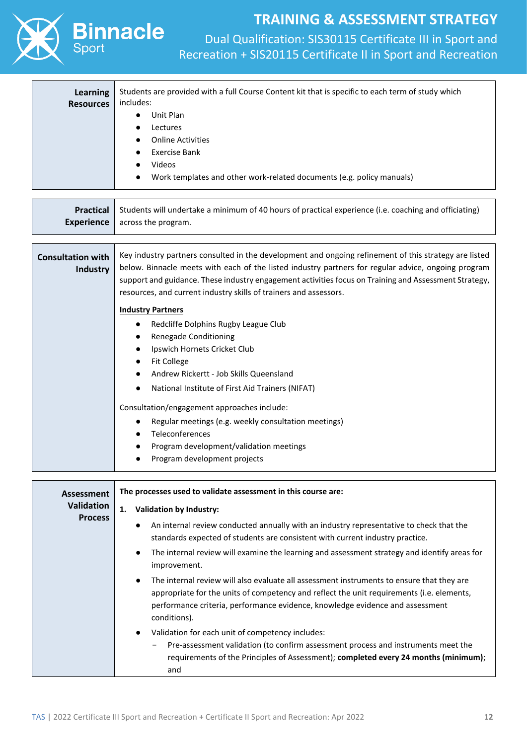| | |
|---|---|
| **Learning Resources** | Students are provided with a full Course Content kit that is specific to each term of study which includes:<br>● Unit Plan<br>● Lectures<br>● Online Activities<br>● Exercise Bank<br>● Videos<br>● Work templates and other work-related documents (e.g. policy manuals) |

| | |
|---|---|
| **Practical Experience** | Students will undertake a minimum of 40 hours of practical experience (i.e. coaching and officiating) across the program. |

| | |
|---|---|
| **Consultation with Industry** | Key industry partners consulted in the development and ongoing refinement of this strategy are listed below. Binnacle meets with each of the listed industry partners for regular advice, ongoing program support and guidance. These industry engagement activities focus on Training and Assessment Strategy, resources, and current industry skills of trainers and assessors.<br><br>**Industry Partners**<br>● Redcliffe Dolphins Rugby League Club<br>● Renegade Conditioning<br>● Ipswich Hornets Cricket Club<br>● Fit College<br>● Andrew Rickertt - Job Skills Queensland<br>● National Institute of First Aid Trainers (NIFAT)<br><br>Consultation/engagement approaches include:<br>● Regular meetings (e.g. weekly consultation meetings)<br>● Teleconferences<br>● Program development/validation meetings<br>● Program development projects |

| | |
|---|---|
| **Assessment Validation Process** | **The processes used to validate assessment in this course are:**<br><br>**1. Validation by Industry:**<br>● An internal review conducted annually with an industry representative to check that the standards expected of students are consistent with current industry practice.<br>● The internal review will examine the learning and assessment strategy and identify areas for improvement.<br>● The internal review will also evaluate all assessment instruments to ensure that they are appropriate for the units of competency and reflect the unit requirements (i.e. elements, performance criteria, performance evidence, knowledge evidence and assessment conditions).<br>● Validation for each unit of competency includes:<br>− Pre-assessment validation (to confirm assessment process and instruments meet the requirements of the Principles of Assessment); **completed every 24 months (minimum)**; and |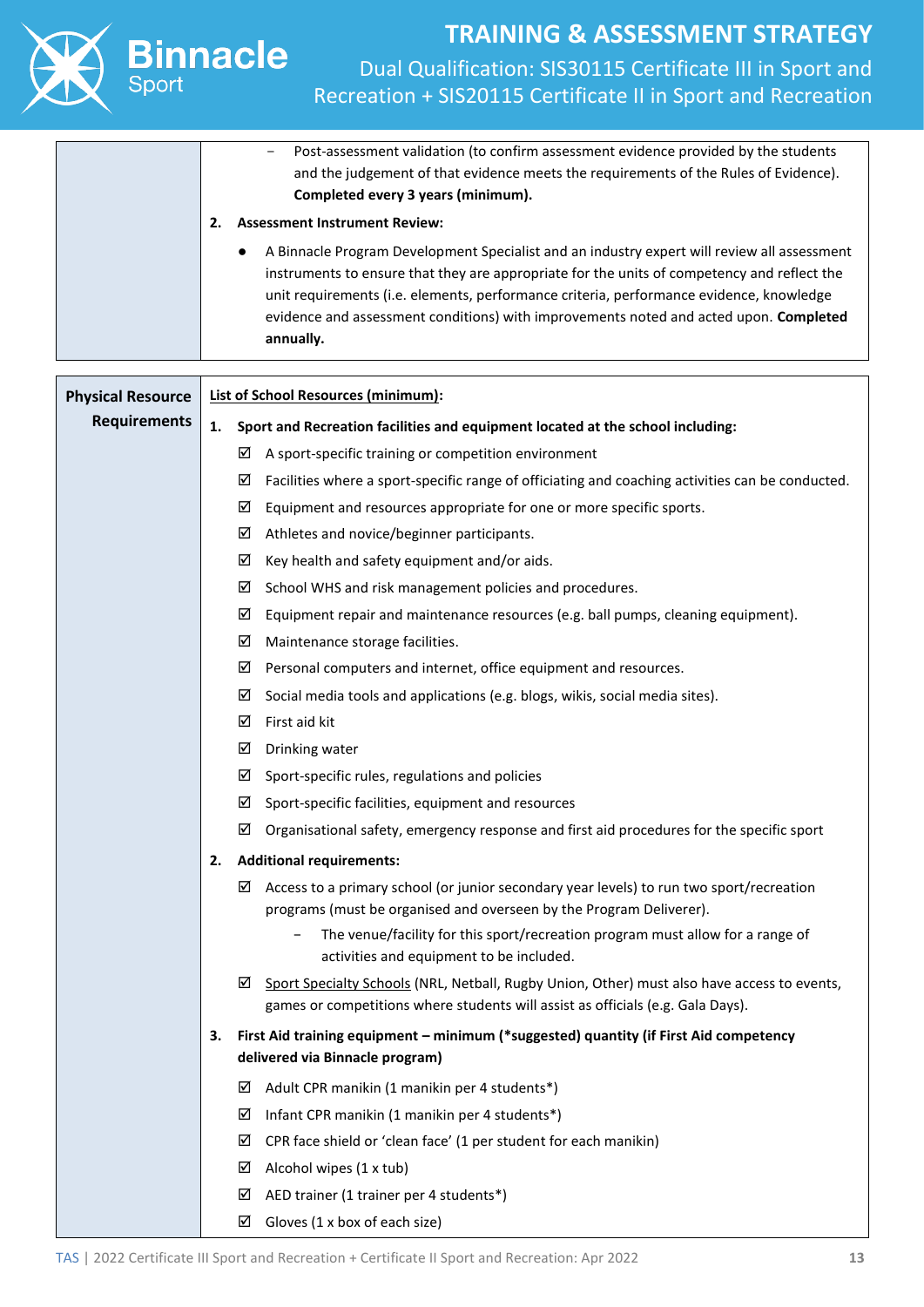| | |
|---|---|
| | – Post-assessment validation (to confirm assessment evidence provided by the students and the judgement of that evidence meets the requirements of the Rules of Evidence). **Completed every 3 years (minimum).**<br><br>2. **Assessment Instrument Review:**<br>● A Binnacle Program Development Specialist and an industry expert will review all assessment instruments to ensure that they are appropriate for the units of competency and reflect the unit requirements (i.e. elements, performance criteria, performance evidence, knowledge evidence and assessment conditions) with improvements noted and acted upon. **Completed annually.** |

| | |
|---|---|
| **Physical Resource Requirements** | <u>**List of School Resources (minimum)**</u>**:**<br><br>1. **Sport and Recreation facilities and equipment located at the school including:**<br>☑ A sport-specific training or competition environment<br>☑ Facilities where a sport-specific range of officiating and coaching activities can be conducted.<br>☑ Equipment and resources appropriate for one or more specific sports.<br>☑ Athletes and novice/beginner participants.<br>☑ Key health and safety equipment and/or aids.<br>☑ School WHS and risk management policies and procedures.<br>☑ Equipment repair and maintenance resources (e.g. ball pumps, cleaning equipment).<br>☑ Maintenance storage facilities.<br>☑ Personal computers and internet, office equipment and resources.<br>☑ Social media tools and applications (e.g. blogs, wikis, social media sites).<br>☑ First aid kit<br>☑ Drinking water<br>☑ Sport-specific rules, regulations and policies<br>☑ Sport-specific facilities, equipment and resources<br>☑ Organisational safety, emergency response and first aid procedures for the specific sport<br><br>2. **Additional requirements:**<br>☑ Access to a primary school (or junior secondary year levels) to run two sport/recreation programs (must be organised and overseen by the Program Deliverer).<br>– The venue/facility for this sport/recreation program must allow for a range of activities and equipment to be included.<br>☑ <u>Sport Specialty Schools</u> (NRL, Netball, Rugby Union, Other) must also have access to events, games or competitions where students will assist as officials (e.g. Gala Days).<br><br>3. **First Aid training equipment – minimum (*suggested) quantity (if First Aid competency delivered via Binnacle program)**<br>☑ Adult CPR manikin (1 manikin per 4 students*)<br>☑ Infant CPR manikin (1 manikin per 4 students*)<br>☑ CPR face shield or 'clean face' (1 per student for each manikin)<br>☑ Alcohol wipes (1 x tub)<br>☑ AED trainer (1 trainer per 4 students*)<br>☑ Gloves (1 x box of each size) |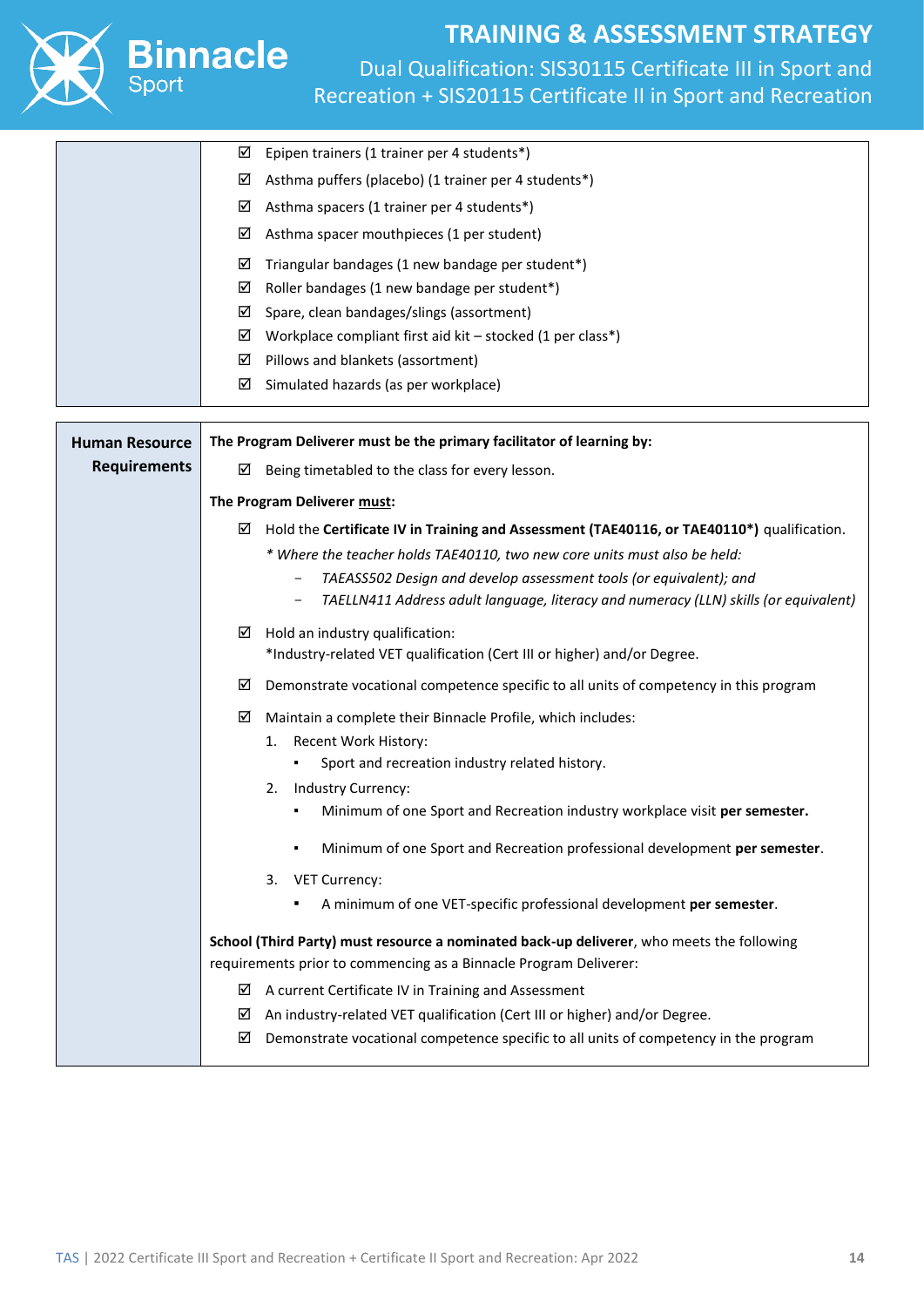| | |
|---|---|
| | ☑ Epipen trainers (1 trainer per 4 students*)<br>☑ Asthma puffers (placebo) (1 trainer per 4 students*)<br>☑ Asthma spacers (1 trainer per 4 students*)<br>☑ Asthma spacer mouthpieces (1 per student)<br>☑ Triangular bandages (1 new bandage per student*)<br>☑ Roller bandages (1 new bandage per student*)<br>☑ Spare, clean bandages/slings (assortment)<br>☑ Workplace compliant first aid kit – stocked (1 per class*)<br>☑ Pillows and blankets (assortment)<br>☑ Simulated hazards (as per workplace) |

| | |
|---|---|
| **Human Resource Requirements** | **The Program Deliverer must be the primary facilitator of learning by:**<br>☑ Being timetabled to the class for every lesson.<br><br>**The Program Deliverer must:**<br>☑ Hold the **Certificate IV in Training and Assessment (TAE40116, or TAE40110*)** qualification.<br>*\* Where the teacher holds TAE40110, two new core units must also be held:*<br>– *TAEASS502 Design and develop assessment tools (or equivalent); and*<br>– *TAELLN411 Address adult language, literacy and numeracy (LLN) skills (or equivalent)*<br>☑ Hold an industry qualification:<br>*Industry-related VET qualification (Cert III or higher) and/or Degree.<br>☑ Demonstrate vocational competence specific to all units of competency in this program<br>☑ Maintain a complete their Binnacle Profile, which includes:<br>1. Recent Work History:<br>▪ Sport and recreation industry related history.<br>2. Industry Currency:<br>▪ Minimum of one Sport and Recreation industry workplace visit **per semester.**<br>▪ Minimum of one Sport and Recreation professional development **per semester**.<br>3. VET Currency:<br>▪ A minimum of one VET-specific professional development **per semester**.<br><br>**School (Third Party) must resource a nominated back-up deliverer**, who meets the following requirements prior to commencing as a Binnacle Program Deliverer:<br>☑ A current Certificate IV in Training and Assessment<br>☑ An industry-related VET qualification (Cert III or higher) and/or Degree.<br>☑ Demonstrate vocational competence specific to all units of competency in the program |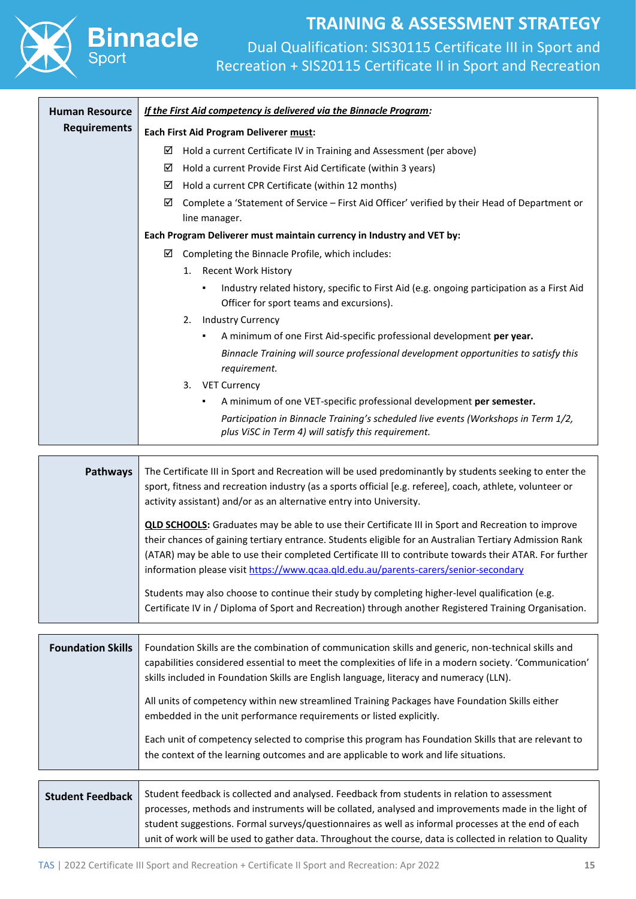| Human Resource Requirements | ***If the First Aid competency is delivered via the Binnacle Program:*** |
|---|---|

**Human Resource Requirements**

***If the First Aid competency is delivered via the Binnacle Program:***

**Each First Aid Program Deliverer must:**

- ☑ Hold a current Certificate IV in Training and Assessment (per above)
- ☑ Hold a current Provide First Aid Certificate (within 3 years)
- ☑ Hold a current CPR Certificate (within 12 months)
- ☑ Complete a 'Statement of Service – First Aid Officer' verified by their Head of Department or line manager.

**Each Program Deliverer must maintain currency in Industry and VET by:**

- ☑ Completing the Binnacle Profile, which includes:
  1. Recent Work History
     - Industry related history, specific to First Aid (e.g. ongoing participation as a First Aid Officer for sport teams and excursions).
  2. Industry Currency
     - A minimum of one First Aid-specific professional development **per year.**

       *Binnacle Training will source professional development opportunities to satisfy this requirement.*
  3. VET Currency
     - A minimum of one VET-specific professional development **per semester.**

       *Participation in Binnacle Training's scheduled live events (Workshops in Term 1/2, plus ViSC in Term 4) will satisfy this requirement.*

**Pathways**

The Certificate III in Sport and Recreation will be used predominantly by students seeking to enter the sport, fitness and recreation industry (as a sports official [e.g. referee], coach, athlete, volunteer or activity assistant) and/or as an alternative entry into University.

**QLD SCHOOLS:** Graduates may be able to use their Certificate III in Sport and Recreation to improve their chances of gaining tertiary entrance. Students eligible for an Australian Tertiary Admission Rank (ATAR) may be able to use their completed Certificate III to contribute towards their ATAR. For further information please visit https://www.qcaa.qld.edu.au/parents-carers/senior-secondary

Students may also choose to continue their study by completing higher-level qualification (e.g. Certificate IV in / Diploma of Sport and Recreation) through another Registered Training Organisation.

**Foundation Skills**

Foundation Skills are the combination of communication skills and generic, non-technical skills and capabilities considered essential to meet the complexities of life in a modern society. 'Communication' skills included in Foundation Skills are English language, literacy and numeracy (LLN).

All units of competency within new streamlined Training Packages have Foundation Skills either embedded in the unit performance requirements or listed explicitly.

Each unit of competency selected to comprise this program has Foundation Skills that are relevant to the context of the learning outcomes and are applicable to work and life situations.

**Student Feedback**

Student feedback is collected and analysed. Feedback from students in relation to assessment processes, methods and instruments will be collated, analysed and improvements made in the light of student suggestions. Formal surveys/questionnaires as well as informal processes at the end of each unit of work will be used to gather data. Throughout the course, data is collected in relation to Quality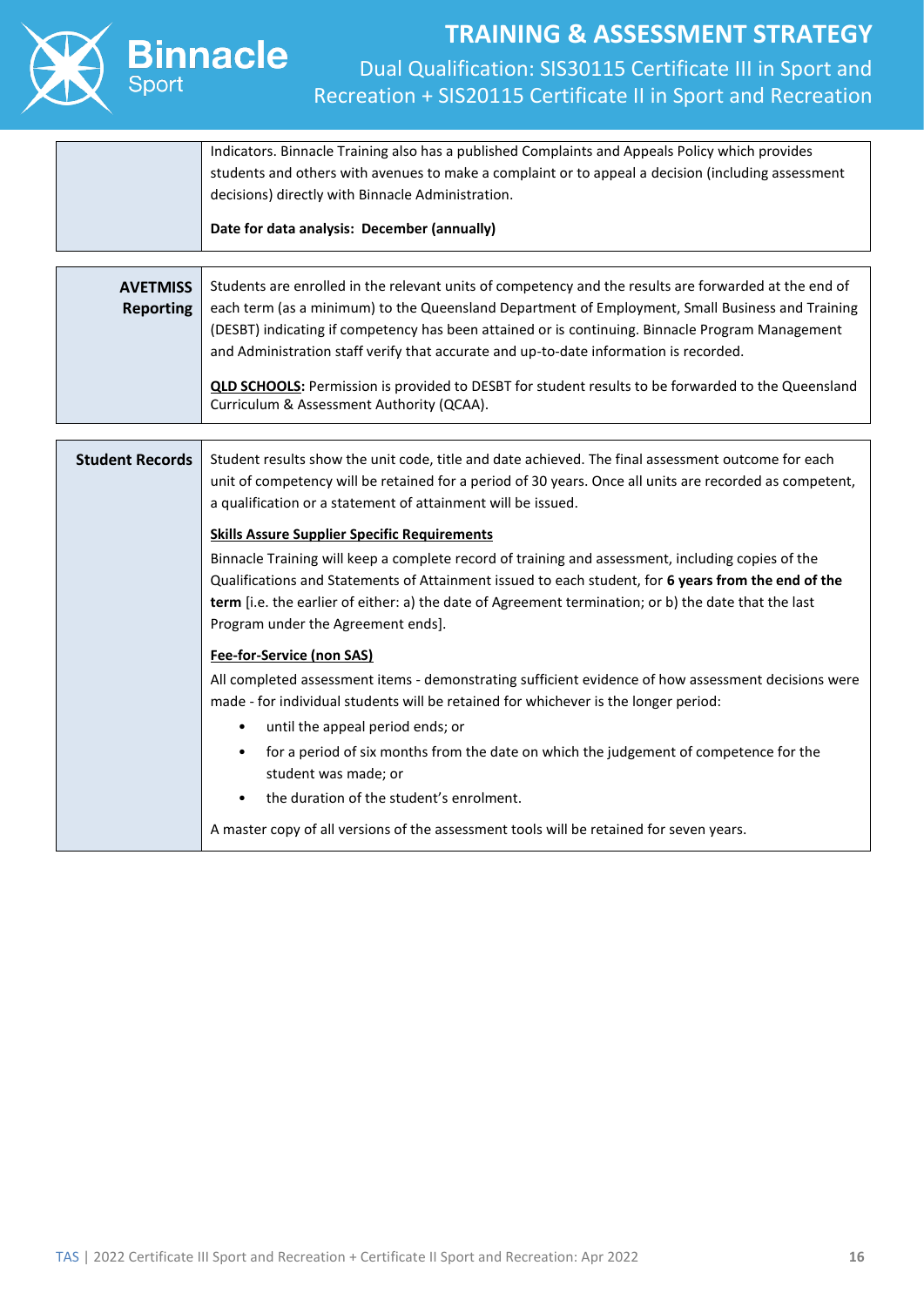| | |
|---|---|
| | Indicators. Binnacle Training also has a published Complaints and Appeals Policy which provides students and others with avenues to make a complaint or to appeal a decision (including assessment decisions) directly with Binnacle Administration.<br><br>**Date for data analysis: December (annually)** |

| | |
|---|---|
| **AVETMISS Reporting** | Students are enrolled in the relevant units of competency and the results are forwarded at the end of each term (as a minimum) to the Queensland Department of Employment, Small Business and Training (DESBT) indicating if competency has been attained or is continuing. Binnacle Program Management and Administration staff verify that accurate and up-to-date information is recorded.<br><br>**QLD SCHOOLS:** Permission is provided to DESBT for student results to be forwarded to the Queensland Curriculum & Assessment Authority (QCAA). |

| | |
|---|---|
| **Student Records** | Student results show the unit code, title and date achieved. The final assessment outcome for each unit of competency will be retained for a period of 30 years. Once all units are recorded as competent, a qualification or a statement of attainment will be issued.<br><br>**Skills Assure Supplier Specific Requirements**<br>Binnacle Training will keep a complete record of training and assessment, including copies of the Qualifications and Statements of Attainment issued to each student, for **6 years from the end of the term** [i.e. the earlier of either: a) the date of Agreement termination; or b) the date that the last Program under the Agreement ends].<br><br>**Fee-for-Service (non SAS)**<br>All completed assessment items - demonstrating sufficient evidence of how assessment decisions were made - for individual students will be retained for whichever is the longer period:<br>• until the appeal period ends; or<br>• for a period of six months from the date on which the judgement of competence for the student was made; or<br>• the duration of the student's enrolment.<br><br>A master copy of all versions of the assessment tools will be retained for seven years. |